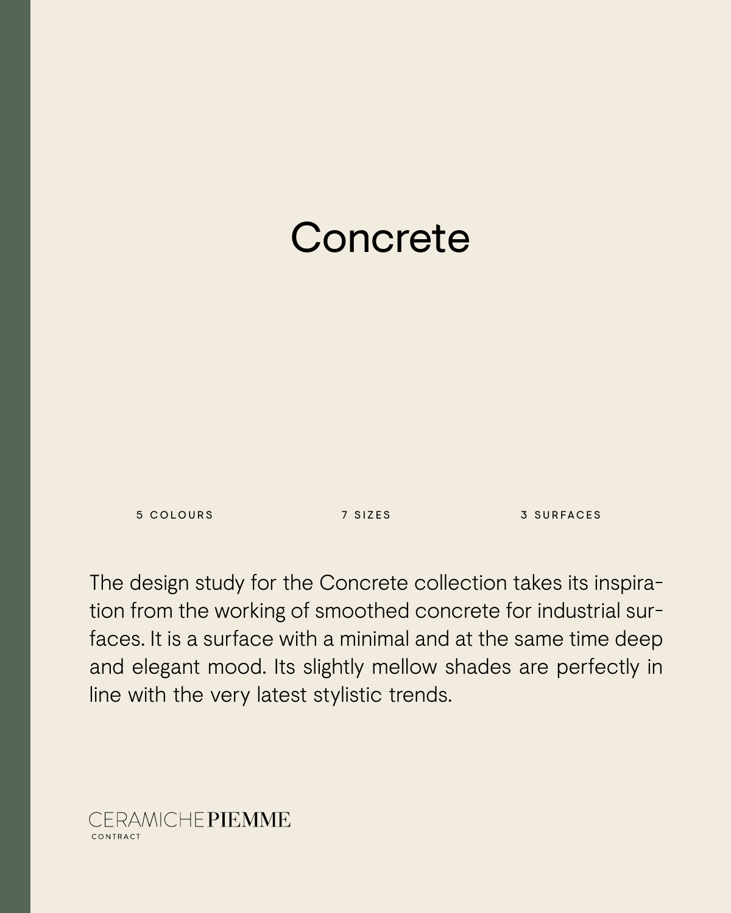# Concrete

5 COLOURS | 7 SIZES | 3 SURFACES

The design study for the Concrete collection takes its inspiration from the working of smoothed concrete for industrial surfaces. It is a surface with a minimal and at the same time deep and elegant mood. Its slightly mellow shades are perfectly in line with the very latest stylistic trends.

CERAMICHE PIEMME
CONTRACT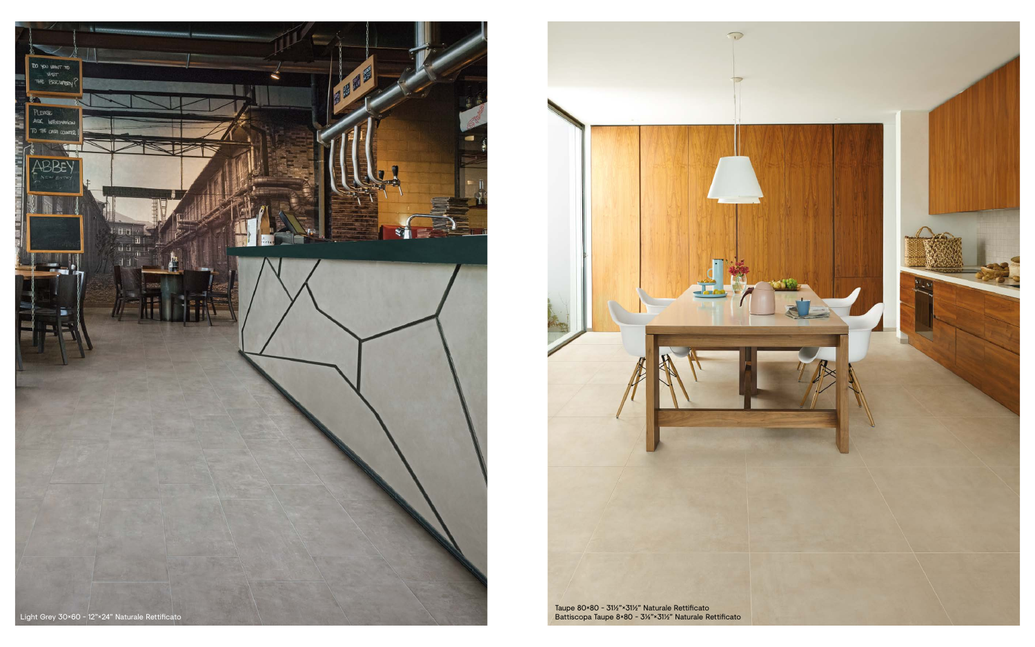Light Grey 30×60 - 12"×24" Naturale Rettificato

Taupe 80×80 - 31½"×31½" Naturale Rettificato
Battiscopa Taupe 8×80 - 3¼"×31½" Naturale Rettificato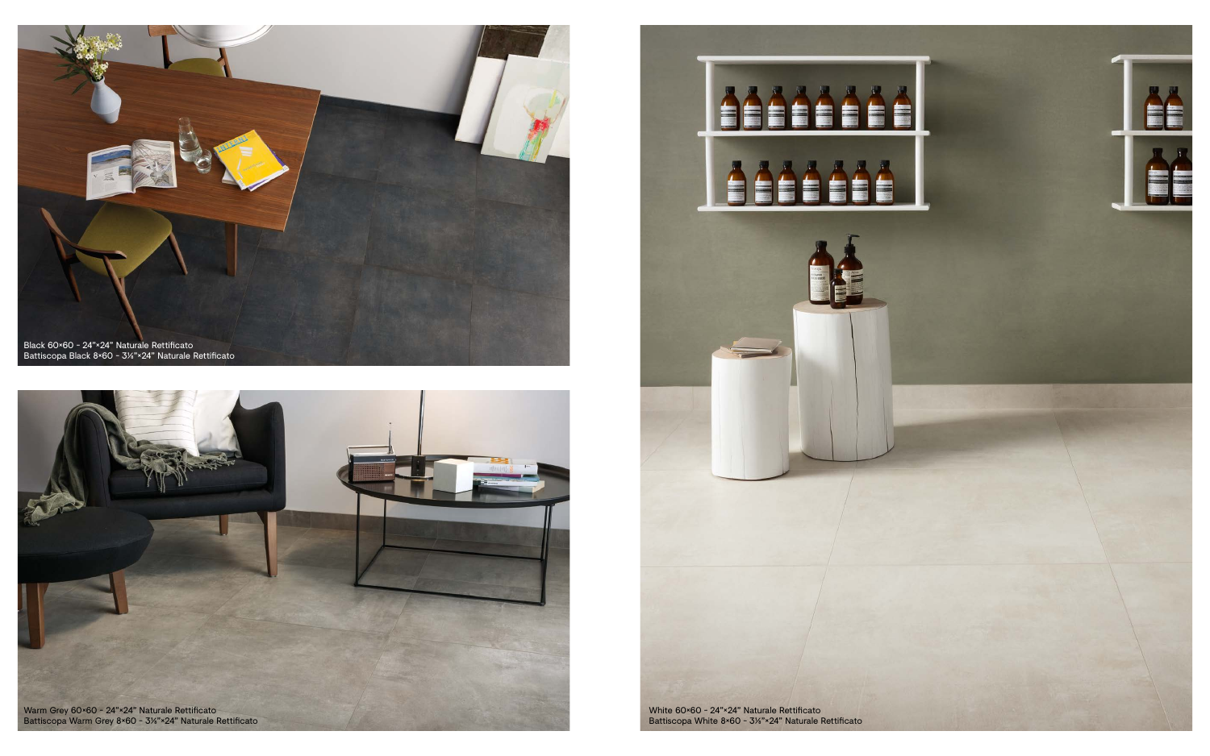Black 60×60 - 24"×24" Naturale Rettificato
Battiscopa Black 8×60 - 3¼"×24" Naturale Rettificato

Warm Grey 60×60 - 24"×24" Naturale Rettificato
Battiscopa Warm Grey 8×60 - 3¼"×24" Naturale Rettificato

White 60×60 - 24"×24" Naturale Rettificato
Battiscopa White 8×60 - 3¼"×24" Naturale Rettificato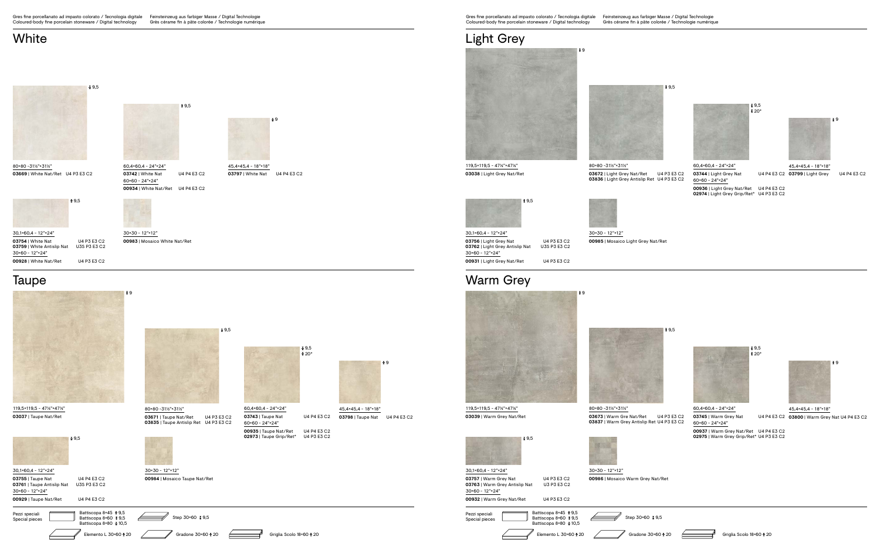Gres fine porcellanato ad impasto colorato / Tecnologia digitale
Coloured-body fine porcelain stoneware / Digital technology

Feinsteinzeug aus farbiger Masse / Digital Technologie
Grès cérame fin à pâte colorée / Technologie numérique

# White

9,5

80×80 -31½"×31½"
**03669** | White Nat/Ret U4 P3 E3 C2

9,5

60,4×60,4 - 24"×24"
**03742** | White Nat U4 P4 E3 C2
60×60 - 24"×24"
**00934** | White Nat/Ret U4 P4 E3 C2

9

45,4×45,4 - 18"×18"
**03797** | White Nat U4 P4 E3 C2

9,5

30,1×60,4 - 12"×24"
**03754** | White Nat U4 P3 E3 C2
**03759** | White Antislip Nat U3S P3 E3 C2
30×60 - 12"×24"
**00928** | White Nat/Ret U4 P3 E3 C2

30×30 - 12"×12"
**00983** | Mosaico White Nat/Ret

# Taupe

9

119,5×119,5 - 47¼"×47¼"
**03037** | Taupe Nat/Ret

9,5

80×80 -31½"×31½"
**03671** | Taupe Nat/Ret U4 P3 E3 C2
**03835** | Taupe Antislip Ret U4 P3 E3 C2

9,5
20*

60,4×60,4 - 24"×24"
**03743** | Taupe Nat U4 P4 E3 C2
60×60 - 24"×24"
**00935** | Taupe Nat/Ret U4 P4 E3 C2
**02973** | Taupe Grip/Ret* U4 P3 E3 C2

9

45,4×45,4 - 18"×18"
**03798** | Taupe Nat U4 P4 E3 C2

9,5

30,1×60,4 - 12"×24"
**03755** | Taupe Nat U4 P4 E3 C2
**03761** | Taupe Antislip Nat U3S P3 E3 C2
30×60 - 12"×24"
**00929** | Taupe Nat/Ret U4 P4 E3 C2

30×30 - 12"×12"
**00984** | Mosaico Taupe Nat/Ret

Pezzi speciali
Special pieces

Battiscopa 8×45 9,5
Battiscopa 8×60 9,5
Battiscopa 8×80 10,5

Step 30×60 9,5

Elemento L 30×60 20

Gradone 30×60 20

Griglia Scolo 18×60 20

# Light Grey

9

119,5×119,5 - 47¼"×47¼"
**03038** | Light Grey Nat/Ret

9,5

80×80 -31½"×31½"
**03672** | Light Grey Nat/Ret U4 P3 E3 C2
**03836** | Light Grey Antislip Ret U4 P3 E3 C2

9,5
20*

60,4×60,4 - 24"×24"
**03744** | Light Grey Nat U4 P4 E3 C2
60×60 - 24"×24"
**00936** | Light Grey Nat/Ret U4 P4 E3 C2
**02974** | Light Grey Grip/Ret* U4 P3 E3 C2

9

45,4×45,4 - 18"×18"
**03799** | Light Grey U4 P4 E3 C2

9,5

30,1×60,4 - 12"×24"
**03756** | Light Grey Nat U4 P3 E3 C2
**03762** | Light Grey Antislip Nat U3S P3 E3 C2
30×60 - 12"×24"
**00931** | Light Grey Nat/Ret U4 P3 E3 C2

30×30 - 12"×12"
**00985** | Mosaico Light Grey Nat/Ret

# Warm Grey

9

119,5×119,5 - 47¼"×47¼"
**03039** | Warm Grey Nat/Ret

9,5

80×80 -31½"×31½"
**03673** | Warm Gre Nat/Ret U4 P3 E3 C2
**03837** | Warm Grey Antislip Ret U4 P3 E3 C2

9,5
20*

60,4×60,4 - 24"×24"
**03745** | Warm Grey Nat U4 P4 E3 C2
60×60 - 24"×24"
**00937** | Warm Grey Nat/Ret U4 P4 E3 C2
**02975** | Warm Grey Grip/Ret* U4 P3 E3 C2

9

45,4×45,4 - 18"×18"
**03800** | Warm Grey Nat U4 P4 E3 C2

9,5

30,1×60,4 - 12"×24"
**03757** | Warm Grey Nat U4 P3 E3 C2
**03763** | Warm Grey Antislip Nat U3 P3 E3 C2
30×60 - 12"×24"
**00932** | Warm Grey Nat/Ret U4 P3 E3 C2

30×30 - 12"×12"
**00986** | Mosaico Warm Grey Nat/Ret

Pezzi speciali
Special pieces

Battiscopa 8×45 9,5
Battiscopa 8×60 9,5
Battiscopa 8×80 10,5

Step 30×60 9,5

Elemento L 30×60 20

Gradone 30×60 20

Griglia Scolo 18×60 20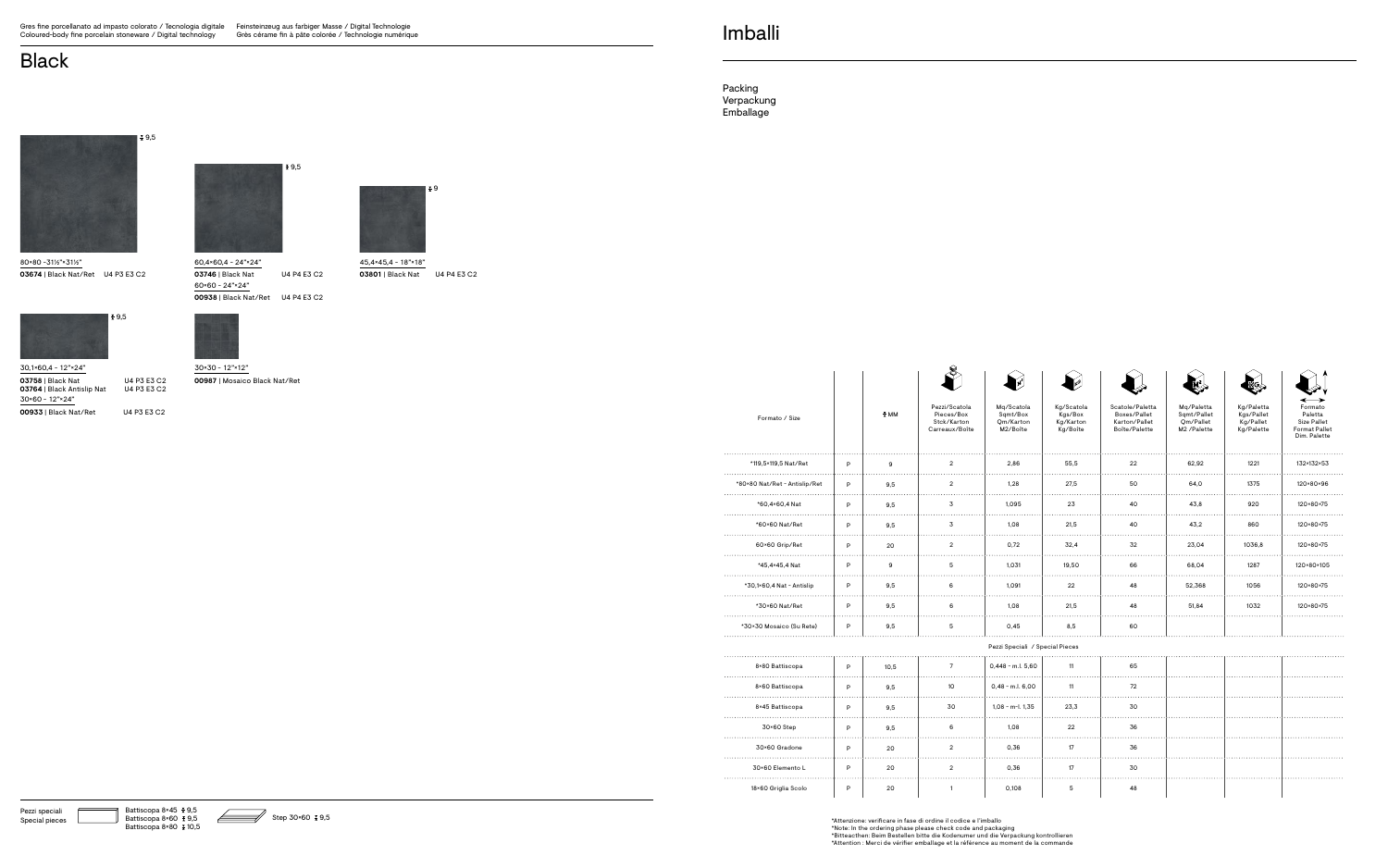Gres fine porcellanato ad impasto colorato / Tecnologia digitale
Coloured-body fine porcelain stoneware / Digital technology

Feinsteinzeug aus farbiger Masse / Digital Technologie
Grès cérame fin à pâte colorée / Technologie numérique

# Black

↕ 9,5

80×80 - 31½"×31½"
**03674** | Black Nat/Ret U4 P3 E3 C2

↕ 9,5

60,4×60,4 - 24"×24"
**03746** | Black Nat U4 P4 E3 C2
60×60 - 24"×24"
**00938** | Black Nat/Ret U4 P4 E3 C2

↕ 9

45,4×45,4 - 18"×18"
**03801** | Black Nat U4 P4 E3 C2

↕ 9,5

30,1×60,4 - 12"×24"
**03756** | Black Nat U4 P3 E3 C2
**03764** | Black Antislip Nat U4 P3 E3 C2
30×60 - 12"×24"
**00933** | Black Nat/Ret U4 P3 E3 C2

30×30 - 12"×12"
**00987** | Mosaico Black Nat/Ret

Pezzi speciali
Special pieces

Battiscopa 8×45 ↕ 9,5
Battiscopa 8×60 ↕ 9,5
Battiscopa 8×80 ↕ 10,5

Step 30×60 ↕ 9,5

# Imballi

Packing
Verpackung
Emballage

| Formato / Size | | ↕ MM | Pezzi/Scatola Pieces/Box Stck/Karton Carreaux/Boîte | Mq/Scatola Sqmt/Box Qm/Karton M2/Boîte | Kg/Scatola Kgs/Box Kg/Karton Kg/Boîte | Scatole/Paletta Boxes/Pallet Karton/Pallet Boîte/Palette | Mq/Paletta Sqmt/Pallet Qm/Pallet M2 /Palette | Kg/Paletta Kgs/Pallet Kg/Pallet Kg/Palette | Formato Paletta Size Pallet Format Pallet Dim. Palette |
|---|---|---|---|---|---|---|---|---|---|
| *119,5×119,5 Nat/Ret | P | 9 | 2 | 2,86 | 55,5 | 22 | 62,92 | 1221 | 132×132×53 |
| *80×80 Nat/Ret - Antislip/Ret | P | 9,5 | 2 | 1,28 | 27,5 | 50 | 64,0 | 1375 | 120×80×96 |
| *60,4×60,4 Nat | P | 9,5 | 3 | 1,095 | 23 | 40 | 43,8 | 920 | 120×80×75 |
| *60×60 Nat/Ret | P | 9,5 | 3 | 1,08 | 21,5 | 40 | 43,2 | 860 | 120×80×75 |
| 60×60 Grip/Ret | P | 20 | 2 | 0,72 | 32,4 | 32 | 23,04 | 1036,8 | 120×80×75 |
| *45,4×45,4 Nat | P | 9 | 5 | 1,031 | 19,50 | 66 | 68,04 | 1287 | 120×80×105 |
| *30,1×60,4 Nat - Antislip | P | 9,5 | 6 | 1,091 | 22 | 48 | 52,368 | 1056 | 120×80×75 |
| *30×60 Nat/Ret | P | 9,5 | 6 | 1,08 | 21,5 | 48 | 51,84 | 1032 | 120×80×75 |
| *30×30 Mosaico (Su Rete) | P | 9,5 | 5 | 0,45 | 8,5 | 60 | | | |
| Pezzi Speciali / Special Pieces | | | | | | | | | |
| 8×80 Battiscopa | P | 10,5 | 7 | 0,448 - m.l. 5,60 | 11 | 65 | | | |
| 8×60 Battiscopa | P | 9,5 | 10 | 0,48 - m.l. 6,00 | 11 | 72 | | | |
| 8×45 Battiscopa | P | 9,5 | 30 | 1,08 - m.l. 1,35 | 23,3 | 30 | | | |
| 30×60 Step | P | 9,5 | 6 | 1,08 | 22 | 36 | | | |
| 30×60 Gradone | P | 20 | 2 | 0,36 | 17 | 36 | | | |
| 30×60 Elemento L | P | 20 | 2 | 0,36 | 17 | 30 | | | |
| 18×60 Griglia Scolo | P | 20 | 1 | 0,108 | 5 | 48 | | | |

*Attenzione: verificare in fase di ordine il codice e l'imballo
*Note: In the ordering phase please check code and packaging
*Bitteacthen: Beim Bestellen bitte die Kodenumer und die Verpackung kontrollieren
*Attention : Merci de vérifier emballage et la référence au moment de la commande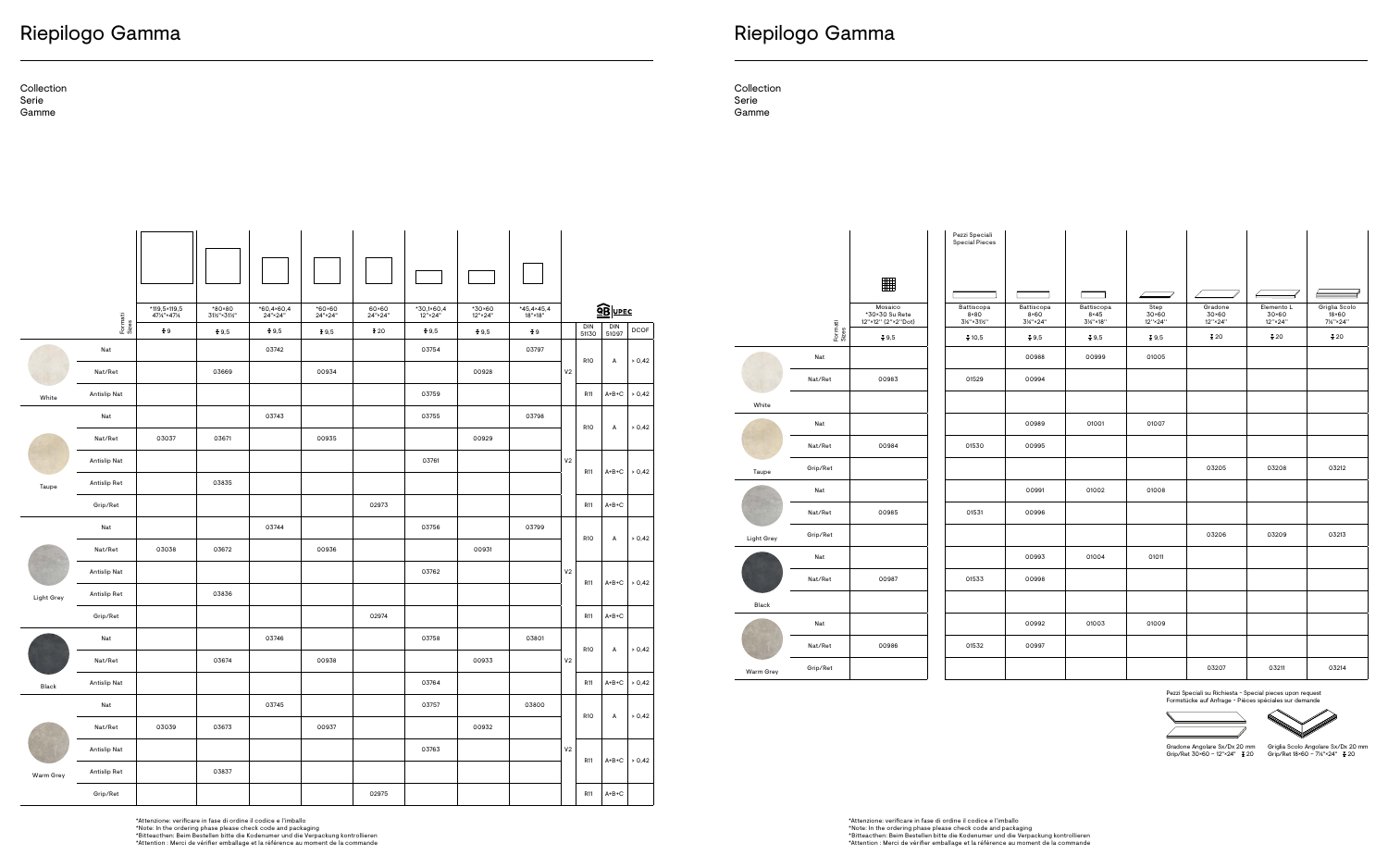# Riepilogo Gamma

Collection
Serie
Gamme

| | Formati Sizes | *119,5×119,5 47¼"×47¼" | *80×80 31½"×31½" | *60,4×60,4 24"×24" | *60×60 24"×24" | 60×60 24"×24" | *30,1×60,4 12"×24" | *30×60 12"×24" | *45,4×45,4 18"×18" | | DIN 51130 | DIN 51097 | DCOF |
|---|---|---|---|---|---|---|---|---|---|---|---|---|---|
| | | 9 | 9,5 | 9,5 | 9,5 | 20 | 9,5 | 9,5 | 9 | | | | |
| White | Nat | | | 03742 | | | 03754 | | 03797 | V2 | R10 | A | > 0,42 |
| White | Nat/Ret | | 03669 | | 00934 | | | 00928 | | V2 | R10 | A | > 0,42 |
| White | Antislip Nat | | | | | | 03759 | | | V2 | R11 | A+B+C | > 0,42 |
| Taupe | Nat | | | 03743 | | | 03755 | | 03798 | V2 | R10 | A | > 0,42 |
| Taupe | Nat/Ret | 03037 | 03671 | | 00935 | | | 00929 | | V2 | R10 | A | > 0,42 |
| Taupe | Antislip Nat | | | | | | 03761 | | | V2 | R11 | A+B+C | > 0,42 |
| Taupe | Antislip Ret | | 03835 | | | | | | | V2 | R11 | A+B+C | > 0,42 |
| Taupe | Grip/Ret | | | | | 02973 | | | | V2 | R11 | A+B+C | |
| Light Grey | Nat | | | 03744 | | | 03756 | | 03799 | V2 | R10 | A | > 0,42 |
| Light Grey | Nat/Ret | 03038 | 03672 | | 00936 | | | 00931 | | V2 | R10 | A | > 0,42 |
| Light Grey | Antislip Nat | | | | | | 03762 | | | V2 | R11 | A+B+C | > 0,42 |
| Light Grey | Antislip Ret | | 03836 | | | | | | | V2 | R11 | A+B+C | > 0,42 |
| Light Grey | Grip/Ret | | | | | 02974 | | | | V2 | R11 | A+B+C | |
| Black | Nat | | | 03746 | | | 03758 | | 03801 | V2 | R10 | A | > 0,42 |
| Black | Nat/Ret | | 03674 | | 00938 | | | 00933 | | V2 | R10 | A | > 0,42 |
| Black | Antislip Nat | | | | | | 03764 | | | V2 | R11 | A+B+C | > 0,42 |
| Warm Grey | Nat | | | 03745 | | | 03757 | | 03800 | V2 | R10 | A | > 0,42 |
| Warm Grey | Nat/Ret | 03039 | 03673 | | 00937 | | | 00932 | | V2 | R10 | A | > 0,42 |
| Warm Grey | Antislip Nat | | | | | | 03763 | | | V2 | R11 | A+B+C | > 0,42 |
| Warm Grey | Antislip Ret | | 03837 | | | | | | | V2 | R11 | A+B+C | > 0,42 |
| Warm Grey | Grip/Ret | | | | | 02975 | | | | V2 | R11 | A+B+C | |

*Attenzione: verificare in fase di ordine il codice e l'imballo
*Note: In the ordering phase please check code and packaging
*Bitteacthen: Beim Bestellen bitte die Kodenumer und die Verpackung kontrollieren
*Attention : Merci de vérifier emballage et la référence au moment de la commande

# Riepilogo Gamma

Collection
Serie
Gamme

| | Formati Sizes | Mosaico *30×30 Su Rete 12"×12" (2"×2" Dot) | Pezzi Speciali Special Pieces — Battiscopa 8×80 3⅛"×31½" | Battiscopa 8×60 3⅛"×24" | Battiscopa 8×45 3⅛"×18" | Step 30×60 12"×24" | Gradone 30×60 12"×24" | Elemento L 30×60 12"×24" | Griglia Scolo 18×60 7⅛"×24" |
|---|---|---|---|---|---|---|---|---|---|
| | | 9,5 | 10,5 | 9,5 | 9,5 | 9,5 | 20 | 20 | 20 |
| White | Nat | | | 00988 | 00999 | 01005 | | | |
| White | Nat/Ret | 00983 | 01529 | 00994 | | | | | |
| White | | | | | | | | | |
| Taupe | Nat | | | 00989 | 01001 | 01007 | | | |
| Taupe | Nat/Ret | 00984 | 01530 | 00995 | | | | | |
| Taupe | Grip/Ret | | | | | | 03205 | 03208 | 03212 |
| Light Grey | Nat | | | 00991 | 01002 | 01008 | | | |
| Light Grey | Nat/Ret | 00985 | 01531 | 00996 | | | | | |
| Light Grey | Grip/Ret | | | | | | 03206 | 03209 | 03213 |
| Black | Nat | | | 00993 | 01004 | 01011 | | | |
| Black | Nat/Ret | 00987 | 01533 | 00998 | | | | | |
| Black | | | | | | | | | |
| Warm Grey | Nat | | | 00992 | 01003 | 01009 | | | |
| Warm Grey | Nat/Ret | 00986 | 01532 | 00997 | | | | | |
| Warm Grey | Grip/Ret | | | | | | 03207 | 03211 | 03214 |

Pezzi Speciali su Richiesta - Special pieces upon request
Formstücke auf Anfrage - Pièces spéciales sur demande

Gradone Angolare Sx/Dx 20 mm
Grip/Ret 30×60 - 12"×24" 20

Griglia Scolo Angolare Sx/Dx 20 mm
Grip/Ret 18×60 - 7⅛"×24" 20

*Attenzione: verificare in fase di ordine il codice e l'imballo
*Note: In the ordering phase please check code and packaging
*Bitteacthen: Beim Bestellen bitte die Kodenumer und die Verpackung kontrollieren
*Attention : Merci de vérifier emballage et la référence au moment de la commande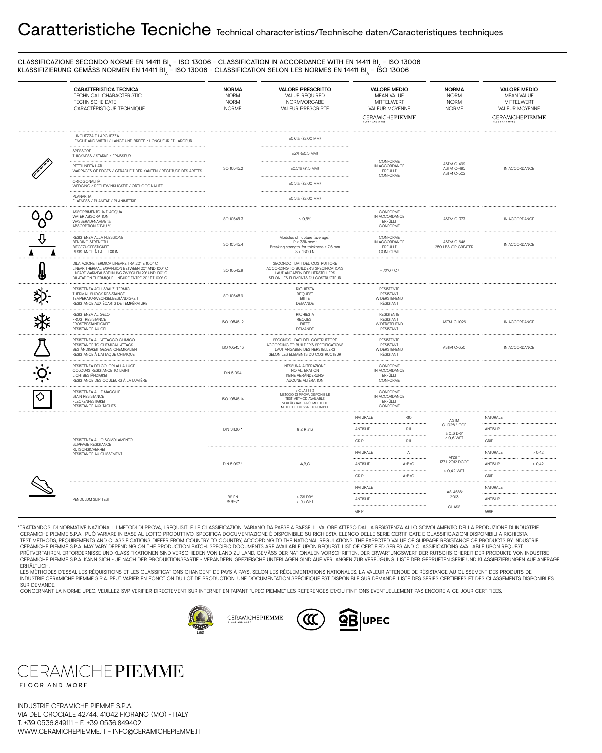# Caratteristiche Tecniche

Technical characteristics/Technische daten/Caracteristiques techniques

CLASSIFICAZIONE SECONDO NORME EN 14411 $BI_A$ – ISO 13006 - CLASSIFICATION IN ACCORDANCE WITH EN 14411 $BI_A$ – ISO 13006
KLASSIFIZIERUNG GEMÄSS NORMEN EN 14411 $BI_A$ – ISO 13006 - CLASSIFICATION SELON LES NORMES EN 14411 $BI_A$ – ISO 13006

| CARATTERISTICA TECNICA / TECHNICAL CHARACTERISTIC / TECHNISCHE DATE / CARACTÉRISTIQUE TECHNIQUE | NORMA / NORM / NORM / NORME | VALORE PRESCRITTO / VALUE REQUIRED / NORMVORGABE / VALEUR PRESCRIPTE | VALORE MEDIO / MEAN VALUE / MITTELWERT / VALEUR MOYENNE CERAMICHE PIEMME | | NORMA / NORM / NORM / NORME | VALORE MEDIO / MEAN VALUE / MITTELWERT / VALEUR MOYENNE CERAMICHE PIEMME | |
|---|---|---|---|---|---|---|---|
| LUNGHEZZA E LARGHEZZA / LENGHT AND WIDTH / LÄNGE UND BREITE / LONGUEUR ET LARGEUR | ISO 10545.2 | ±0,6% (±2,00 MM) | CONFORME / IN ACCORDANCE / ERFÜLLT / CONFORME | | ASTM C-499 / ASTM C-485 / ASTM C-502 | IN ACCORDANCE | |
| SPESSORE / THICKNESS / STÄRKE / EPAISSEUR | | ±5% (±0,5 MM) | | | | | |
| RETTILINEITÀ LATI / WARPAGES OF EDGES / GERADHEIT DER KANTEN / RÉCTITUDE DES ARÊTES | | ±0,5% (±1,5 MM) | | | | | |
| ORTOGONALITÀ / WEDGING / RECHTWINKLIGKEIT / ORTHOGONALITÉ | | ±0,5% (±2,00 MM) | | | | | |
| PLANARITÀ / FLATNESS / PLANITÄT / PLANIMÈTRIE | | ±0,5% (±2,00 MM) | | | | | |
| ASSORBIMENTO % D'ACQUA / WATER ABSORPTION / WASSERAUFNAHME % / ABSORPTION D'EAU % | ISO 10545.3 | ≤ 0,5% | CONFORME / IN ACCORDANCE / ERFÜLLT / CONFORME | | ASTM C-373 | IN ACCORDANCE | |
| RESISTENZA ALLA FLESSIONE / BENDING STRENGTH / BIEGEZUGFESTIGKEIT / RÉSISTANCE À LA FLEXION | ISO 10545.4 | Modulus of rupture (average): R ≥ 35N/mm² Breaking strength for thickness ≥ 7,5 mm S > 1300 N | CONFORME / IN ACCORDANCE / ERFÜLLT / CONFORME | | ASTM C-648 250 LBS OR GREATER | IN ACCORDANCE | |
| DILATAZIONE TERMICA LINEARE TRA 20° E 100° C / LINEAR THERMAL EXPANSION BETWEEN 20° AND 100° C / LINEARE WÄRMEAUSDEHNUNG ZWISCHEN 20° UND 100° C / DILATATION THERMIQUE LINÉAIRE ENTRE 20° ET 100° C | ISO 10545.8 | SECONDO I DATI DEL COSTRUTTORE / ACCORDING TO BUILDER'S SPECIFICATIONS / LAUT ANGABEN DES HERSTELLERS / SELON LES ELEMENTS DU COSTRUCTEUR | ≈ 7X10⁻⁶ C⁻¹ | | | | |
| RESISTENZA AGLI SBALZI TERMICI / THERMAL SHOCK RESISTANCE / TEMPERATURWECHSELBESTÄNDIGKEIT / RÉSISTANCE AUX ÉCARTS DE TEMPÉRATURE | ISO 10545.9 | RICHIESTA / REQUEST / BITTE / DEMANDE | RESISTENTE / RESISTANT / WIDERSTEHEND / RÉSISTANT | | | | |
| RESISTENZA AL GELO / FROST RESISTANCE / FROSTBESTÄNDIGKEIT / RÉSISTANCE AU GEL | ISO 10545.12 | RICHIESTA / REQUEST / BITTE / DEMANDE | RESISTENTE / RESISTANT / WIDERSTEHEND / RÉSISTANT | | ASTM C-1026 | IN ACCORDANCE | |
| RESISTENZA ALL'ATTACCO CHIMICO / RESISTANCE TO CHEMICAL ATTACK / BESTÄNDIGKEIT GEGEN CHEMIKALIEN / RÉSISTANCE À L'ATTAQUE CHIMIQUE | ISO 10545.13 | SECONDO I DATI DEL COSTRUTTORE / ACCORDING TO BUILDER'S SPECIFICATIONS / LAUT ANGABEN DES HERSTELLERS / SELON LES ELEMENTS DU COSTRUCTEUR | RESISTENTE / RESISTANT / WIDERSTEHEND / RÉSISTANT | | ASTM C-650 | IN ACCORDANCE | |
| RESISTENZA DEI COLORI ALLA LUCE / COLOURS RESISTANCE TO LIGHT / LICHTBESTÄNDIGKEIT / RÉSISTANCE DES COULEURS À LA LUMIÈRE | DIN 51094 | NESSUNA ALTERAZIONE / NO ALTERATION / KEINE VERÄNDERUNG / AUCUNE ALTÉRATION | CONFORME / IN ACCORDANCE / ERFÜLLT / CONFORME | | | | |
| RESISTENZA ALLE MACCHIE / STAIN RESISTANCE / FLECKENFESTIGKEIT / RÉSISTANCE AUX TACHES | ISO 10545.14 | ≥ CLASSE 3 / METODO DI PROVA DISPONIBILE / TEST METHOD AVAILABLE / VERFÜGBARE PRÜFMETHODE / METHODE D'ESSAI DISPONIBLE | CONFORME / IN ACCORDANCE / ERFÜLLT / CONFORME | | | | |
| RESISTENZA ALLO SCIVOLAMENTO / SLIPPAGE RESISTANCE / RUTSCHSICHERHEIT / RÉSISTANCE AU GLISSEMENT | DIN 51130 * | 9 ≤ R ≤13 | NATURALE | R10 | ASTM C-1028 * COF ≥ 0,6 DRY ≥ 0,6 WET | NATURALE | |
| | | | ANTISLIP | R11 | | ANTISLIP | |
| | | | GRIP | R11 | | GRIP | |
| | DIN 51097 * | A,B,C | NATURALE | A | ANSI * 137.1-2012 DCOF > 0,42 WET | NATURALE | > 0,42 |
| | | | ANTISLIP | A+B+C | | ANTISLIP | > 0,42 |
| | | | GRIP | A+B+C | | GRIP | |
| PENDULUM SLIP TEST | BS EN 7976-2* | > 36 DRY > 36 WET | NATURALE | | AS 4586: 2013 CLASS | NATURALE | |
| | | | ANTISLIP | | | ANTISLIP | |
| | | | GRIP | | | GRIP | |

*TRATTANDOSI DI NORMATIVE NAZIONALI, I METODI DI PROVA, I REQUISITI E LE CLASSIFICAZIONI VARIANO DA PAESE A PAESE. IL VALORE ATTESO DALLA RESISTENZA ALLO SCIVOLAMENTO DELLA PRODUZIONE DI INDUSTRIE CERAMICHE PIEMME S.P.A., PUÒ VARIARE IN BASE AL LOTTO PRODUTTIVO. SPECIFICA DOCUMENTAZIONE È DISPONIBILE SU RICHIESTA. ELENCO DELLE SERIE CERTIFICATE E CLASSIFICAZIONI DISPONIBILI A RICHIESTA.
TEST METHODS, REQUIREMENTS AND CLASSIFICATIONS DIFFER FROM COUNTRY TO COUNTRY, ACCORDING TO THE NATIONAL REGULATIONS. THE EXPECTED VALUE OF SLIPPAGE RESISTANCE OF PRODUCTS BY INDUSTRIE CERAMICHE PIEMME S.P.A. MAY VARY DEPENDING ON THE PRODUCTION BATCH. SPECIFIC DOCUMENTS ARE AVAILABLE UPON REQUEST. LIST OF CERTIFIED SERIES AND CLASSIFICATIONS AVAILABLE UPON REQUEST.
PRÜFVERFAHREN, ERFORDERNISSE UND KLASSIFIKATIONEN SIND VERSCHIEDEN VON LAND ZU LAND, GEMÄSS DER NATIONALEN VORSCHRIFTEN. DER ERWARTUNGSWERT DER RUTSCHSICHEREIT DER PRODUKTE VON INDUSTRIE CERAMICHE PIEMME S.P.A. KANN SICH - JE NACH DER PRODUKTIONSPARTIE - VERÄNDERN. SPEZIFISCHE UNTERLAGEN SIND AUF VERLANGEN ZUR VERFÜGUNG. LISTE DER GEPRÜFTEN SERIE UND KLASSIFIZIERUNGEN AUF ANFRAGE ERHÄLTLICH.
LES MÉTHODES D'ESSAI, LES RÉQUISITIONS ET LES CLASSIFICATIONS CHANGENT DE PAYS À PAYS, SELON LES RÉGLEMENTATIONS NATIONALES. LA VALEUR ATTENDUE DE RÉSISTANCE AU GLISSEMENT DES PRODUITS DE INDUSTRIE CERAMICHE PIEMME S.P.A. PEUT VARIER EN FONCTION DU LOT DE PRODUCTION. UNE DOCUMENTATION SPÉCIFIQUE EST DISPONIBLE SUR DEMANDE. LISTE DES SERIES CERTIFIEES ET DES CLASSEMENTS DISPONIBLES SUR DEMANDE.
CONCERNANT LA NORME UPEC, VEUILLEZ SVP VERIFIER DIRECTEMENT SUR INTERNET EN TAPANT "UPEC PIEMME" LES REFERENCES ET/OU FINITIONS EVENTUELLEMENT PAS ENCORE A CE JOUR CERTIFIEES.

LEED — CERAMICHE PIEMME FLOOR AND MORE — CCC — QB UPEC

CERAMICHE PIEMME
FLOOR AND MORE

INDUSTRIE CERAMICHE PIEMME S.P.A.
VIA DEL CROCIALE 42/44, 41042 FIORANO (MO) - ITALY
T. +39 0536.849111 – F. +39 0536.849402
WWW.CERAMICHEPIEMME.IT - INFO@CERAMICHEPIEMME.IT